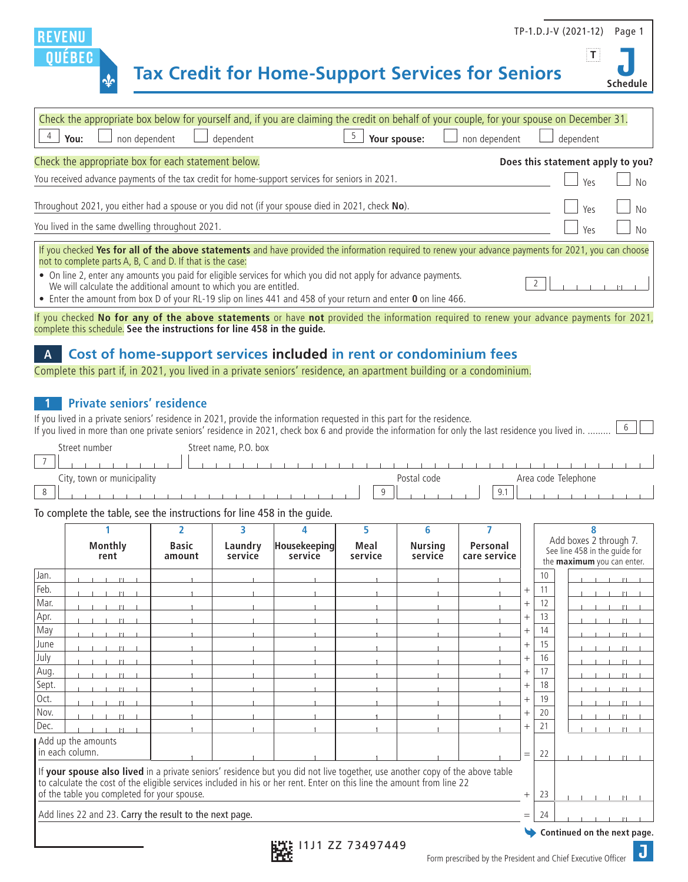REVENU QUÉBEC

TP-1.D.J-V (2021-12)

# Tax Credit for Home-Support Services for Seniors

**Schedule J**

Check the appropriate box below for yourself and, if you are claiming the credit on behalf of your couple, for your spouse on December 31.

4 **You:** ☐ non dependent ☐ dependent     5 **Your spouse:** ☐ non dependent ☐ dependent

Check the appropriate box for each statement below. **Does this statement apply to you?**

| Statement | Yes | No |
|---|---|---|
| You received advance payments of the tax credit for home-support services for seniors in 2021. | ☐ | ☐ |
| Throughout 2021, you either had a spouse or you did not (if your spouse died in 2021, check **No**). | ☐ | ☐ |
| You lived in the same dwelling throughout 2021. | ☐ | ☐ |

If you checked **Yes for all of the above statements** and have provided the information required to renew your advance payments for 2021, you can choose not to complete parts A, B, C and D. If that is the case:

- On line 2, enter any amounts you paid for eligible services for which you did not apply for advance payments. We will calculate the additional amount to which you are entitled. 2 ______
- Enter the amount from box D of your RL-19 slip on lines 441 and 458 of your return and enter **0** on line 466.

If you checked **No for any of the above statements** or have **not** provided the information required to renew your advance payments for 2021, complete this schedule. **See the instructions for line 458 in the guide.**

## A Cost of home-support services **included** in rent or condominium fees

Complete this part if, in 2021, you lived in a private seniors' residence, an apartment building or a condominium.

### 1 Private seniors' residence

If you lived in a private seniors' residence in 2021, provide the information requested in this part for the residence.
If you lived in more than one private seniors' residence in 2021, check box 6 and provide the information for only the last residence you lived in. ......... 6 ☐

7 Street number ______ Street name, P.O. box ______

8 City, town or municipality ______ 9 Postal code ______ 9.1 Area code Telephone ______

To complete the table, see the instructions for line 458 in the guide.

| | 1 Monthly rent | 2 Basic amount | 3 Laundry service | 4 Housekeeping service | 5 Meal service | 6 Nursing service | 7 Personal care service | | | 8 Add boxes 2 through 7. See line 458 in the guide for the **maximum** you can enter. |
|---|---|---|---|---|---|---|---|---|---|---|
| Jan. | | | | | | | | | 10 | |
| Feb. | | | | | | | | + | 11 | |
| Mar. | | | | | | | | + | 12 | |
| Apr. | | | | | | | | + | 13 | |
| May | | | | | | | | + | 14 | |
| June | | | | | | | | + | 15 | |
| July | | | | | | | | + | 16 | |
| Aug. | | | | | | | | + | 17 | |
| Sept. | | | | | | | | + | 18 | |
| Oct. | | | | | | | | + | 19 | |
| Nov. | | | | | | | | + | 20 | |
| Dec. | | | | | | | | + | 21 | |
| Add up the amounts in each column. | | | | | | | | = | 22 | |

If **your spouse also lived** in a private seniors' residence but you did not live together, use another copy of the above table to calculate the cost of the eligible services included in his or her rent. Enter on this line the amount from line 22 of the table you completed for your spouse. + 23 ______

Add lines 22 and 23. Carry the result to the next page. = 24 ______

**Continued on the next page.**

I1J1 ZZ 73497449

Form prescribed by the President and Chief Executive Officer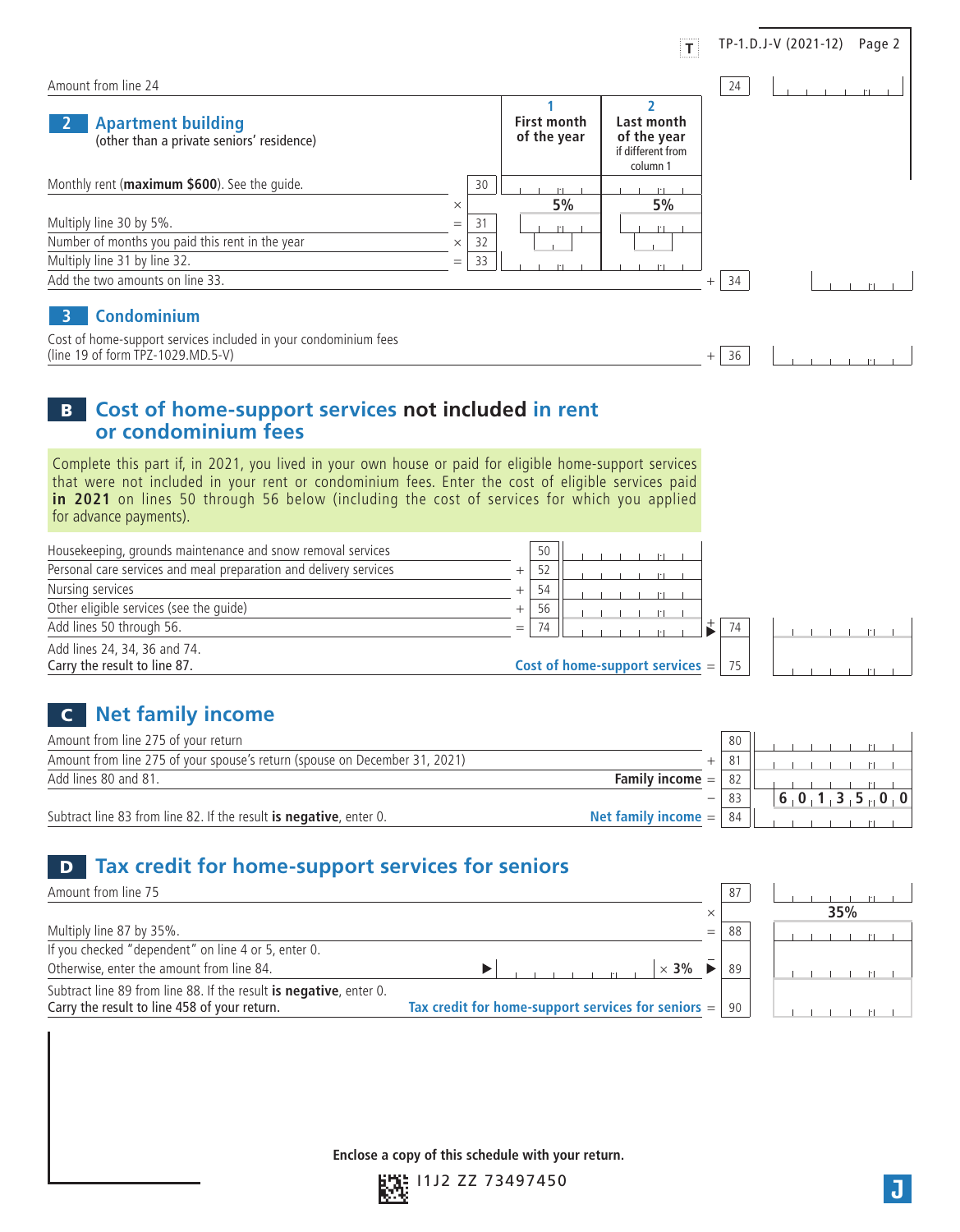Amount from line 24 | 24 |

## 2 Apartment building
(other than a private seniors' residence)

| | | Line | 1 First month of the year | 2 Last month of the year if different from column 1 |
|---|---|---|---|---|
| Monthly rent (**maximum $600**). See the guide. | | 30 | | |
| | × | | 5% | 5% |
| Multiply line 30 by 5%. | = | 31 | | |
| Number of months you paid this rent in the year | × | 32 | | |
| Multiply line 31 by line 32. | = | 33 | | |

Add the two amounts on line 33. + 34

## 3 Condominium

Cost of home-support services included in your condominium fees (line 19 of form TPZ-1029.MD.5-V) + 36

## B Cost of home-support services not included in rent or condominium fees

Complete this part if, in 2021, you lived in your own house or paid for eligible home-support services that were not included in your rent or condominium fees. Enter the cost of eligible services paid **in 2021** on lines 50 through 56 below (including the cost of services for which you applied for advance payments).

| | | Line | |
|---|---|---|---|
| Housekeeping, grounds maintenance and snow removal services | | 50 | |
| Personal care services and meal preparation and delivery services | + | 52 | |
| Nursing services | + | 54 | |
| Other eligible services (see the guide) | + | 56 | |
| Add lines 50 through 56. | = | 74 | ▶ + 74 |

Add lines 24, 34, 36 and 74.
Carry the result to line 87. **Cost of home-support services** = 75

## C Net family income

| | | Line | |
|---|---|---|---|
| Amount from line 275 of your return | | 80 | |
| Amount from line 275 of your spouse's return (spouse on December 31, 2021) | + | 81 | |
| Add lines 80 and 81. **Family income** | = | 82 | |
| | − | 83 | 60,135.00 |
| Subtract line 83 from line 82. If the result **is negative**, enter 0. **Net family income** | = | 84 | |

## D Tax credit for home-support services for seniors

| | | Line | |
|---|---|---|---|
| Amount from line 75 | | 87 | |
| | × | | 35% |
| Multiply line 87 by 35%. | = | 88 | |
| If you checked "dependent" on line 4 or 5, enter 0. Otherwise, enter the amount from line 84. ▶ ______ × 3% ▶ | − | 89 | |
| Subtract line 89 from line 88. If the result **is negative**, enter 0. Carry the result to line 458 of your return. **Tax credit for home-support services for seniors** | = | 90 | |

**Enclose a copy of this schedule with your return.**

I1J2 ZZ 73497450